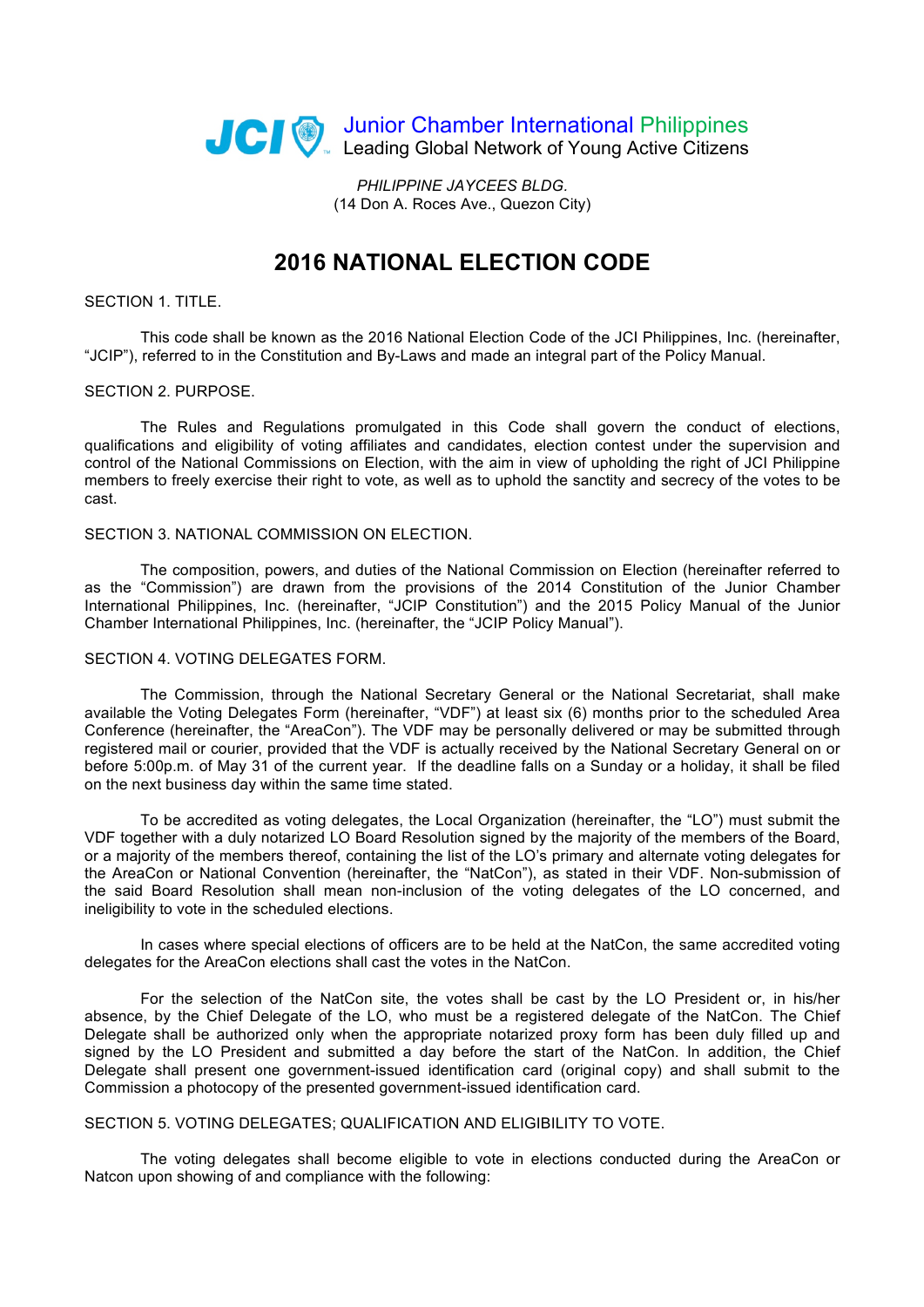JCI Junior Chamber International Philippines
Leading Global Network of Young Active Citizens

*PHILIPPINE JAYCEES BLDG.*
(14 Don A. Roces Ave., Quezon City)

# 2016 NATIONAL ELECTION CODE

SECTION 1. TITLE.

This code shall be known as the 2016 National Election Code of the JCI Philippines, Inc. (hereinafter, "JCIP"), referred to in the Constitution and By-Laws and made an integral part of the Policy Manual.

SECTION 2. PURPOSE.

The Rules and Regulations promulgated in this Code shall govern the conduct of elections, qualifications and eligibility of voting affiliates and candidates, election contest under the supervision and control of the National Commissions on Election, with the aim in view of upholding the right of JCI Philippine members to freely exercise their right to vote, as well as to uphold the sanctity and secrecy of the votes to be cast.

SECTION 3. NATIONAL COMMISSION ON ELECTION.

The composition, powers, and duties of the National Commission on Election (hereinafter referred to as the "Commission") are drawn from the provisions of the 2014 Constitution of the Junior Chamber International Philippines, Inc. (hereinafter, "JCIP Constitution") and the 2015 Policy Manual of the Junior Chamber International Philippines, Inc. (hereinafter, the "JCIP Policy Manual").

SECTION 4. VOTING DELEGATES FORM.

The Commission, through the National Secretary General or the National Secretariat, shall make available the Voting Delegates Form (hereinafter, "VDF") at least six (6) months prior to the scheduled Area Conference (hereinafter, the "AreaCon"). The VDF may be personally delivered or may be submitted through registered mail or courier, provided that the VDF is actually received by the National Secretary General on or before 5:00p.m. of May 31 of the current year. If the deadline falls on a Sunday or a holiday, it shall be filed on the next business day within the same time stated.

To be accredited as voting delegates, the Local Organization (hereinafter, the "LO") must submit the VDF together with a duly notarized LO Board Resolution signed by the majority of the members of the Board, or a majority of the members thereof, containing the list of the LO's primary and alternate voting delegates for the AreaCon or National Convention (hereinafter, the "NatCon"), as stated in their VDF. Non-submission of the said Board Resolution shall mean non-inclusion of the voting delegates of the LO concerned, and ineligibility to vote in the scheduled elections.

In cases where special elections of officers are to be held at the NatCon, the same accredited voting delegates for the AreaCon elections shall cast the votes in the NatCon.

For the selection of the NatCon site, the votes shall be cast by the LO President or, in his/her absence, by the Chief Delegate of the LO, who must be a registered delegate of the NatCon. The Chief Delegate shall be authorized only when the appropriate notarized proxy form has been duly filled up and signed by the LO President and submitted a day before the start of the NatCon. In addition, the Chief Delegate shall present one government-issued identification card (original copy) and shall submit to the Commission a photocopy of the presented government-issued identification card.

SECTION 5. VOTING DELEGATES; QUALIFICATION AND ELIGIBILITY TO VOTE.

The voting delegates shall become eligible to vote in elections conducted during the AreaCon or Natcon upon showing of and compliance with the following: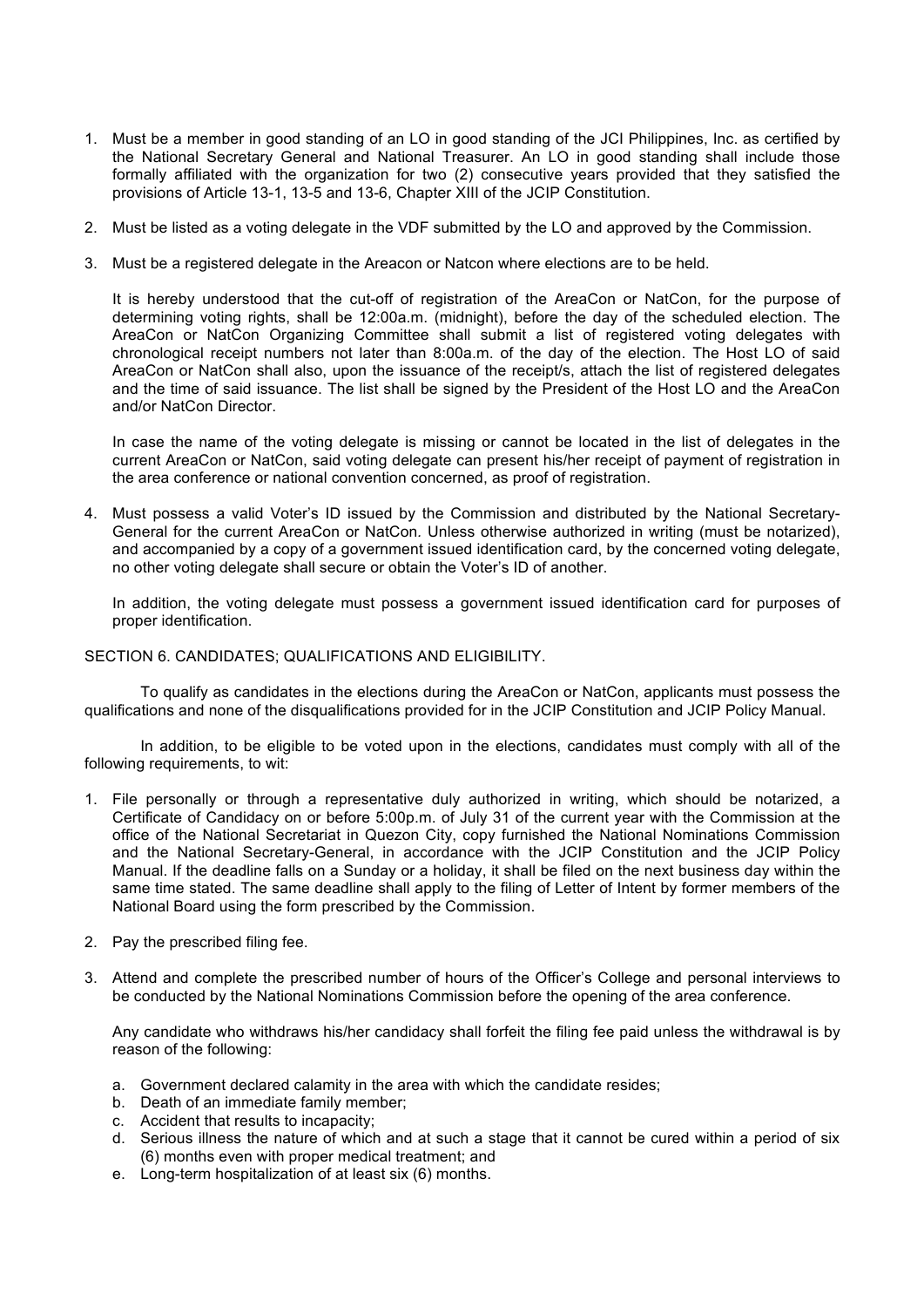1. Must be a member in good standing of an LO in good standing of the JCI Philippines, Inc. as certified by the National Secretary General and National Treasurer. An LO in good standing shall include those formally affiliated with the organization for two (2) consecutive years provided that they satisfied the provisions of Article 13-1, 13-5 and 13-6, Chapter XIII of the JCIP Constitution.

2. Must be listed as a voting delegate in the VDF submitted by the LO and approved by the Commission.

3. Must be a registered delegate in the Areacon or Natcon where elections are to be held.

   It is hereby understood that the cut-off of registration of the AreaCon or NatCon, for the purpose of determining voting rights, shall be 12:00a.m. (midnight), before the day of the scheduled election. The AreaCon or NatCon Organizing Committee shall submit a list of registered voting delegates with chronological receipt numbers not later than 8:00a.m. of the day of the election. The Host LO of said AreaCon or NatCon shall also, upon the issuance of the receipt/s, attach the list of registered delegates and the time of said issuance. The list shall be signed by the President of the Host LO and the AreaCon and/or NatCon Director.

   In case the name of the voting delegate is missing or cannot be located in the list of delegates in the current AreaCon or NatCon, said voting delegate can present his/her receipt of payment of registration in the area conference or national convention concerned, as proof of registration.

4. Must possess a valid Voter's ID issued by the Commission and distributed by the National Secretary-General for the current AreaCon or NatCon. Unless otherwise authorized in writing (must be notarized), and accompanied by a copy of a government issued identification card, by the concerned voting delegate, no other voting delegate shall secure or obtain the Voter's ID of another.

   In addition, the voting delegate must possess a government issued identification card for purposes of proper identification.

SECTION 6. CANDIDATES; QUALIFICATIONS AND ELIGIBILITY.

To qualify as candidates in the elections during the AreaCon or NatCon, applicants must possess the qualifications and none of the disqualifications provided for in the JCIP Constitution and JCIP Policy Manual.

In addition, to be eligible to be voted upon in the elections, candidates must comply with all of the following requirements, to wit:

1. File personally or through a representative duly authorized in writing, which should be notarized, a Certificate of Candidacy on or before 5:00p.m. of July 31 of the current year with the Commission at the office of the National Secretariat in Quezon City, copy furnished the National Nominations Commission and the National Secretary-General, in accordance with the JCIP Constitution and the JCIP Policy Manual. If the deadline falls on a Sunday or a holiday, it shall be filed on the next business day within the same time stated. The same deadline shall apply to the filing of Letter of Intent by former members of the National Board using the form prescribed by the Commission.

2. Pay the prescribed filing fee.

3. Attend and complete the prescribed number of hours of the Officer's College and personal interviews to be conducted by the National Nominations Commission before the opening of the area conference.

   Any candidate who withdraws his/her candidacy shall forfeit the filing fee paid unless the withdrawal is by reason of the following:

   a. Government declared calamity in the area with which the candidate resides;
   b. Death of an immediate family member;
   c. Accident that results to incapacity;
   d. Serious illness the nature of which and at such a stage that it cannot be cured within a period of six (6) months even with proper medical treatment; and
   e. Long-term hospitalization of at least six (6) months.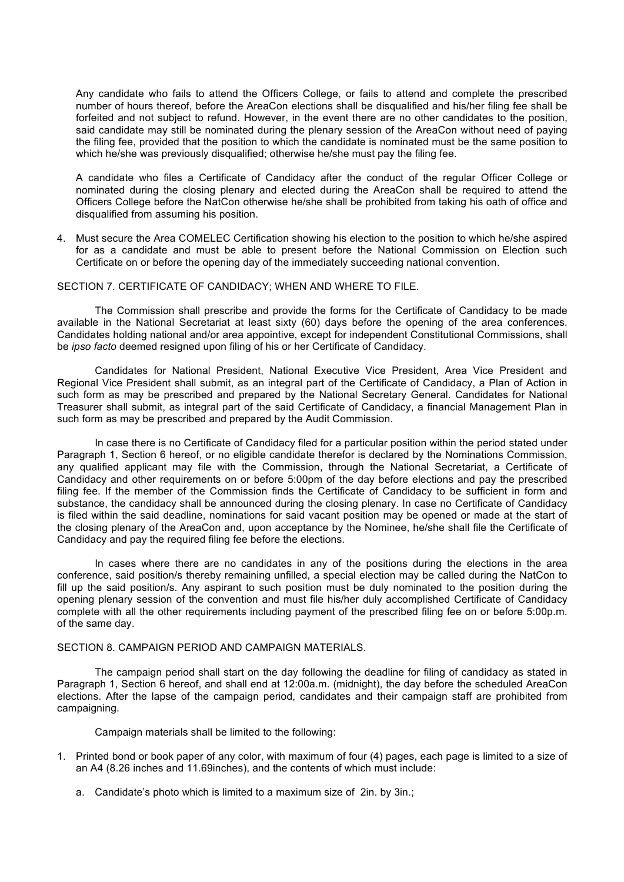Any candidate who fails to attend the Officers College, or fails to attend and complete the prescribed number of hours thereof, before the AreaCon elections shall be disqualified and his/her filing fee shall be forfeited and not subject to refund. However, in the event there are no other candidates to the position, said candidate may still be nominated during the plenary session of the AreaCon without need of paying the filing fee, provided that the position to which the candidate is nominated must be the same position to which he/she was previously disqualified; otherwise he/she must pay the filing fee.

A candidate who files a Certificate of Candidacy after the conduct of the regular Officer College or nominated during the closing plenary and elected during the AreaCon shall be required to attend the Officers College before the NatCon otherwise he/she shall be prohibited from taking his oath of office and disqualified from assuming his position.

4. Must secure the Area COMELEC Certification showing his election to the position to which he/she aspired for as a candidate and must be able to present before the National Commission on Election such Certificate on or before the opening day of the immediately succeeding national convention.

SECTION 7. CERTIFICATE OF CANDIDACY; WHEN AND WHERE TO FILE.

The Commission shall prescribe and provide the forms for the Certificate of Candidacy to be made available in the National Secretariat at least sixty (60) days before the opening of the area conferences. Candidates holding national and/or area appointive, except for independent Constitutional Commissions, shall be *ipso facto* deemed resigned upon filing of his or her Certificate of Candidacy.

Candidates for National President, National Executive Vice President, Area Vice President and Regional Vice President shall submit, as an integral part of the Certificate of Candidacy, a Plan of Action in such form as may be prescribed and prepared by the National Secretary General. Candidates for National Treasurer shall submit, as integral part of the said Certificate of Candidacy, a financial Management Plan in such form as may be prescribed and prepared by the Audit Commission.

In case there is no Certificate of Candidacy filed for a particular position within the period stated under Paragraph 1, Section 6 hereof, or no eligible candidate therefor is declared by the Nominations Commission, any qualified applicant may file with the Commission, through the National Secretariat, a Certificate of Candidacy and other requirements on or before 5:00pm of the day before elections and pay the prescribed filing fee. If the member of the Commission finds the Certificate of Candidacy to be sufficient in form and substance, the candidacy shall be announced during the closing plenary. In case no Certificate of Candidacy is filed within the said deadline, nominations for said vacant position may be opened or made at the start of the closing plenary of the AreaCon and, upon acceptance by the Nominee, he/she shall file the Certificate of Candidacy and pay the required filing fee before the elections.

In cases where there are no candidates in any of the positions during the elections in the area conference, said position/s thereby remaining unfilled, a special election may be called during the NatCon to fill up the said position/s. Any aspirant to such position must be duly nominated to the position during the opening plenary session of the convention and must file his/her duly accomplished Certificate of Candidacy complete with all the other requirements including payment of the prescribed filing fee on or before 5:00p.m. of the same day.

SECTION 8. CAMPAIGN PERIOD AND CAMPAIGN MATERIALS.

The campaign period shall start on the day following the deadline for filing of candidacy as stated in Paragraph 1, Section 6 hereof, and shall end at 12:00a.m. (midnight), the day before the scheduled AreaCon elections. After the lapse of the campaign period, candidates and their campaign staff are prohibited from campaigning.

Campaign materials shall be limited to the following:

1. Printed bond or book paper of any color, with maximum of four (4) pages, each page is limited to a size of an A4 (8.26 inches and 11.69inches), and the contents of which must include:

   a. Candidate's photo which is limited to a maximum size of 2in. by 3in.;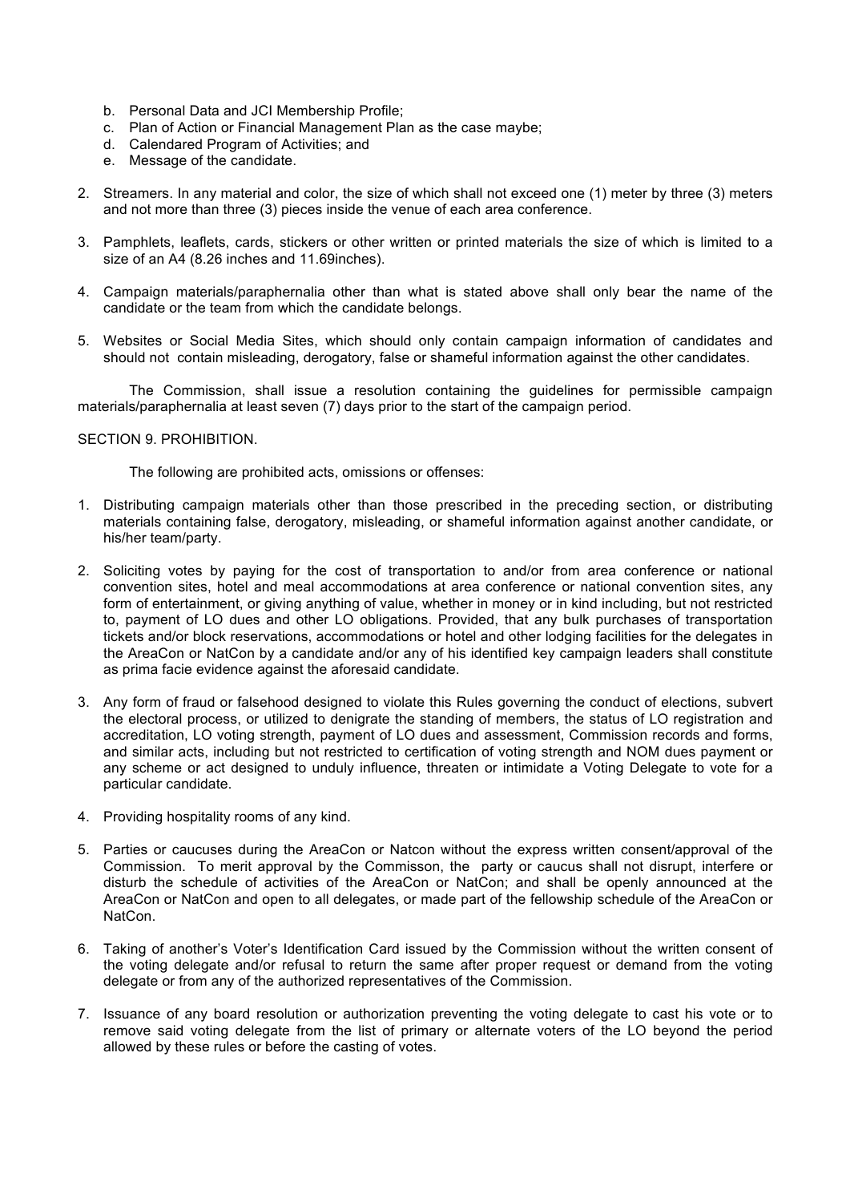b. Personal Data and JCI Membership Profile;
c. Plan of Action or Financial Management Plan as the case maybe;
d. Calendared Program of Activities; and
e. Message of the candidate.

2. Streamers. In any material and color, the size of which shall not exceed one (1) meter by three (3) meters and not more than three (3) pieces inside the venue of each area conference.

3. Pamphlets, leaflets, cards, stickers or other written or printed materials the size of which is limited to a size of an A4 (8.26 inches and 11.69inches).

4. Campaign materials/paraphernalia other than what is stated above shall only bear the name of the candidate or the team from which the candidate belongs.

5. Websites or Social Media Sites, which should only contain campaign information of candidates and should not contain misleading, derogatory, false or shameful information against the other candidates.

The Commission, shall issue a resolution containing the guidelines for permissible campaign materials/paraphernalia at least seven (7) days prior to the start of the campaign period.

SECTION 9. PROHIBITION.

The following are prohibited acts, omissions or offenses:

1. Distributing campaign materials other than those prescribed in the preceding section, or distributing materials containing false, derogatory, misleading, or shameful information against another candidate, or his/her team/party.

2. Soliciting votes by paying for the cost of transportation to and/or from area conference or national convention sites, hotel and meal accommodations at area conference or national convention sites, any form of entertainment, or giving anything of value, whether in money or in kind including, but not restricted to, payment of LO dues and other LO obligations. Provided, that any bulk purchases of transportation tickets and/or block reservations, accommodations or hotel and other lodging facilities for the delegates in the AreaCon or NatCon by a candidate and/or any of his identified key campaign leaders shall constitute as prima facie evidence against the aforesaid candidate.

3. Any form of fraud or falsehood designed to violate this Rules governing the conduct of elections, subvert the electoral process, or utilized to denigrate the standing of members, the status of LO registration and accreditation, LO voting strength, payment of LO dues and assessment, Commission records and forms, and similar acts, including but not restricted to certification of voting strength and NOM dues payment or any scheme or act designed to unduly influence, threaten or intimidate a Voting Delegate to vote for a particular candidate.

4. Providing hospitality rooms of any kind.

5. Parties or caucuses during the AreaCon or Natcon without the express written consent/approval of the Commission. To merit approval by the Commisson, the party or caucus shall not disrupt, interfere or disturb the schedule of activities of the AreaCon or NatCon; and shall be openly announced at the AreaCon or NatCon and open to all delegates, or made part of the fellowship schedule of the AreaCon or NatCon.

6. Taking of another's Voter's Identification Card issued by the Commission without the written consent of the voting delegate and/or refusal to return the same after proper request or demand from the voting delegate or from any of the authorized representatives of the Commission.

7. Issuance of any board resolution or authorization preventing the voting delegate to cast his vote or to remove said voting delegate from the list of primary or alternate voters of the LO beyond the period allowed by these rules or before the casting of votes.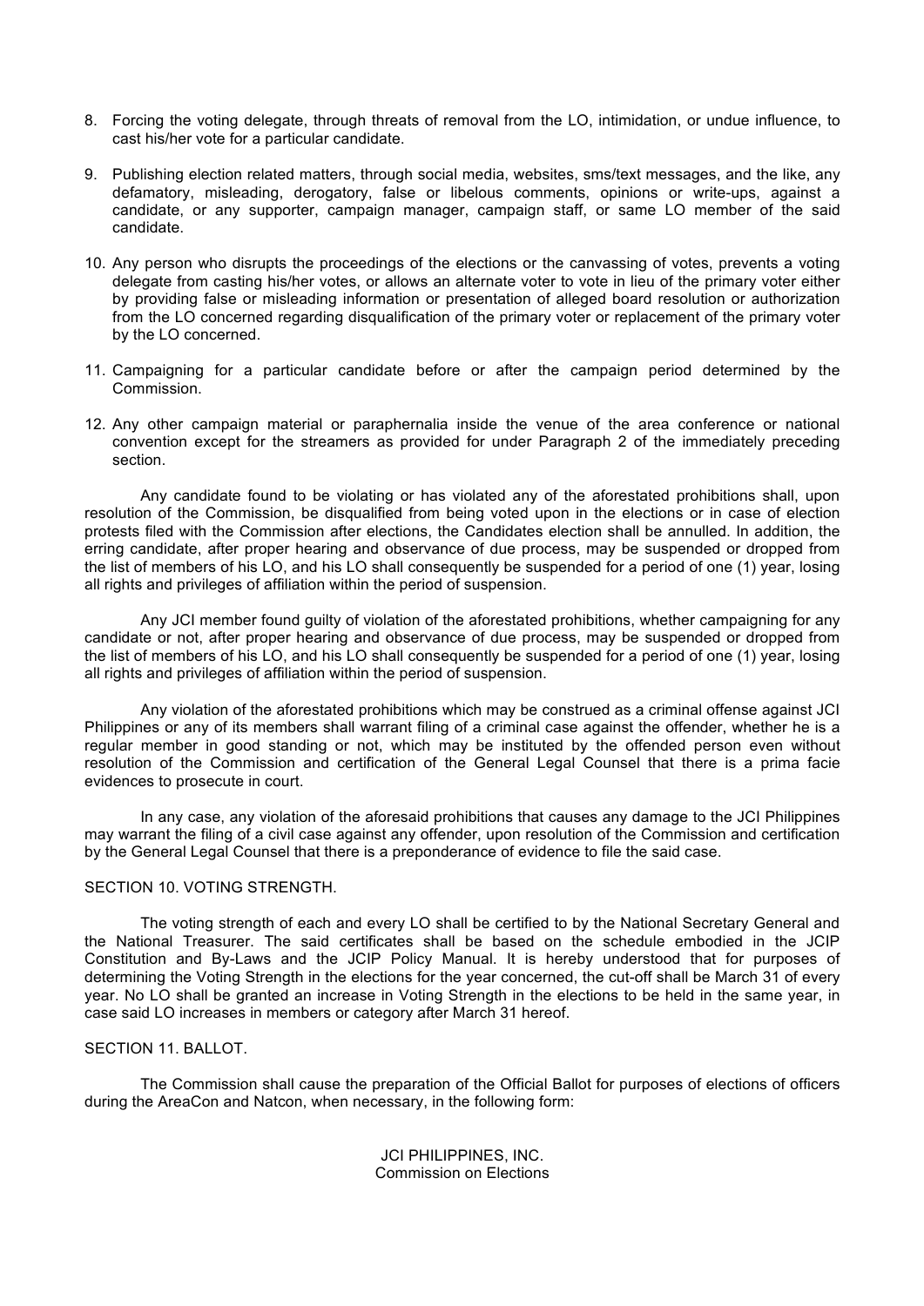8. Forcing the voting delegate, through threats of removal from the LO, intimidation, or undue influence, to cast his/her vote for a particular candidate.

9. Publishing election related matters, through social media, websites, sms/text messages, and the like, any defamatory, misleading, derogatory, false or libelous comments, opinions or write-ups, against a candidate, or any supporter, campaign manager, campaign staff, or same LO member of the said candidate.

10. Any person who disrupts the proceedings of the elections or the canvassing of votes, prevents a voting delegate from casting his/her votes, or allows an alternate voter to vote in lieu of the primary voter either by providing false or misleading information or presentation of alleged board resolution or authorization from the LO concerned regarding disqualification of the primary voter or replacement of the primary voter by the LO concerned.

11. Campaigning for a particular candidate before or after the campaign period determined by the Commission.

12. Any other campaign material or paraphernalia inside the venue of the area conference or national convention except for the streamers as provided for under Paragraph 2 of the immediately preceding section.

Any candidate found to be violating or has violated any of the aforestated prohibitions shall, upon resolution of the Commission, be disqualified from being voted upon in the elections or in case of election protests filed with the Commission after elections, the Candidates election shall be annulled. In addition, the erring candidate, after proper hearing and observance of due process, may be suspended or dropped from the list of members of his LO, and his LO shall consequently be suspended for a period of one (1) year, losing all rights and privileges of affiliation within the period of suspension.

Any JCI member found guilty of violation of the aforestated prohibitions, whether campaigning for any candidate or not, after proper hearing and observance of due process, may be suspended or dropped from the list of members of his LO, and his LO shall consequently be suspended for a period of one (1) year, losing all rights and privileges of affiliation within the period of suspension.

Any violation of the aforestated prohibitions which may be construed as a criminal offense against JCI Philippines or any of its members shall warrant filing of a criminal case against the offender, whether he is a regular member in good standing or not, which may be instituted by the offended person even without resolution of the Commission and certification of the General Legal Counsel that there is a prima facie evidences to prosecute in court.

In any case, any violation of the aforesaid prohibitions that causes any damage to the JCI Philippines may warrant the filing of a civil case against any offender, upon resolution of the Commission and certification by the General Legal Counsel that there is a preponderance of evidence to file the said case.

SECTION 10. VOTING STRENGTH.

The voting strength of each and every LO shall be certified to by the National Secretary General and the National Treasurer. The said certificates shall be based on the schedule embodied in the JCIP Constitution and By-Laws and the JCIP Policy Manual. It is hereby understood that for purposes of determining the Voting Strength in the elections for the year concerned, the cut-off shall be March 31 of every year. No LO shall be granted an increase in Voting Strength in the elections to be held in the same year, in case said LO increases in members or category after March 31 hereof.

SECTION 11. BALLOT.

The Commission shall cause the preparation of the Official Ballot for purposes of elections of officers during the AreaCon and Natcon, when necessary, in the following form:

JCI PHILIPPINES, INC.
Commission on Elections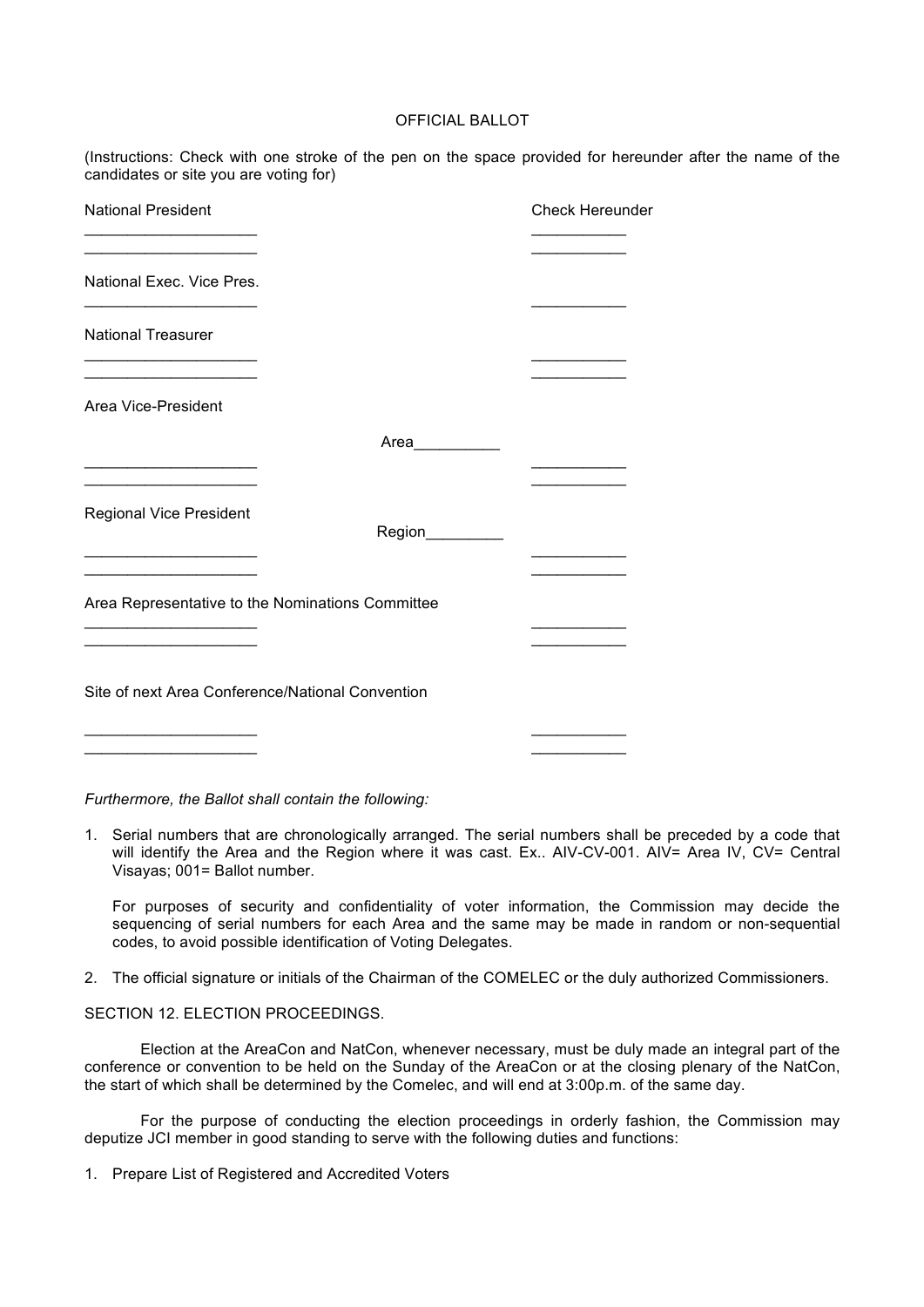OFFICIAL BALLOT

(Instructions: Check with one stroke of the pen on the space provided for hereunder after the name of the candidates or site you are voting for)

| National President | | Check Hereunder |
|---|---|---|
| ____________________ | | ___________ |
| ____________________ | | ___________ |
| **National Exec. Vice Pres.** | | |
| ____________________ | | ___________ |
| **National Treasurer** | | |
| ____________________ | | ___________ |
| ____________________ | | ___________ |
| **Area Vice-President** | | |
| | Area__________ | |
| ____________________ | | ___________ |
| ____________________ | | ___________ |
| **Regional Vice President** | Region_________ | |
| ____________________ | | ___________ |
| ____________________ | | ___________ |
| **Area Representative to the Nominations Committee** | | |
| ____________________ | | ___________ |
| ____________________ | | ___________ |
| **Site of next Area Conference/National Convention** | | |
| ____________________ | | ___________ |
| ____________________ | | ___________ |

*Furthermore, the Ballot shall contain the following:*

1. Serial numbers that are chronologically arranged. The serial numbers shall be preceded by a code that will identify the Area and the Region where it was cast. Ex.. AIV-CV-001. AIV= Area IV, CV= Central Visayas; 001= Ballot number.

   For purposes of security and confidentiality of voter information, the Commission may decide the sequencing of serial numbers for each Area and the same may be made in random or non-sequential codes, to avoid possible identification of Voting Delegates.

2. The official signature or initials of the Chairman of the COMELEC or the duly authorized Commissioners.

SECTION 12. ELECTION PROCEEDINGS.

Election at the AreaCon and NatCon, whenever necessary, must be duly made an integral part of the conference or convention to be held on the Sunday of the AreaCon or at the closing plenary of the NatCon, the start of which shall be determined by the Comelec, and will end at 3:00p.m. of the same day.

For the purpose of conducting the election proceedings in orderly fashion, the Commission may deputize JCI member in good standing to serve with the following duties and functions:

1. Prepare List of Registered and Accredited Voters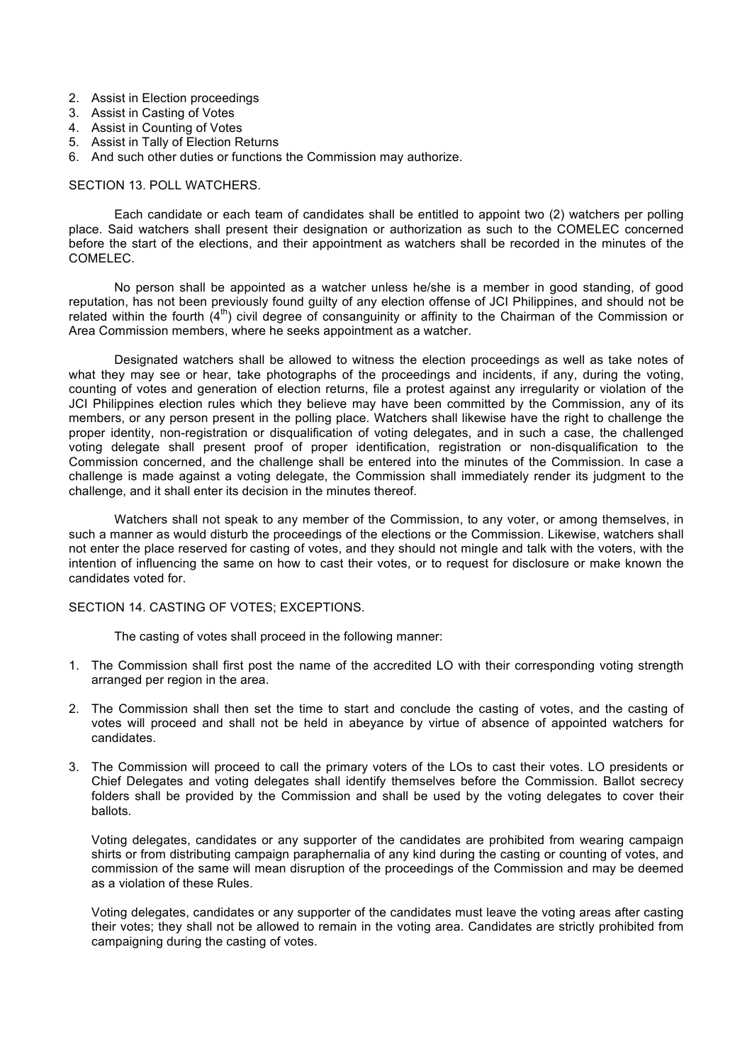2. Assist in Election proceedings
3. Assist in Casting of Votes
4. Assist in Counting of Votes
5. Assist in Tally of Election Returns
6. And such other duties or functions the Commission may authorize.

SECTION 13. POLL WATCHERS.

Each candidate or each team of candidates shall be entitled to appoint two (2) watchers per polling place. Said watchers shall present their designation or authorization as such to the COMELEC concerned before the start of the elections, and their appointment as watchers shall be recorded in the minutes of the COMELEC.

No person shall be appointed as a watcher unless he/she is a member in good standing, of good reputation, has not been previously found guilty of any election offense of JCI Philippines, and should not be related within the fourth (4th) civil degree of consanguinity or affinity to the Chairman of the Commission or Area Commission members, where he seeks appointment as a watcher.

Designated watchers shall be allowed to witness the election proceedings as well as take notes of what they may see or hear, take photographs of the proceedings and incidents, if any, during the voting, counting of votes and generation of election returns, file a protest against any irregularity or violation of the JCI Philippines election rules which they believe may have been committed by the Commission, any of its members, or any person present in the polling place. Watchers shall likewise have the right to challenge the proper identity, non-registration or disqualification of voting delegates, and in such a case, the challenged voting delegate shall present proof of proper identification, registration or non-disqualification to the Commission concerned, and the challenge shall be entered into the minutes of the Commission. In case a challenge is made against a voting delegate, the Commission shall immediately render its judgment to the challenge, and it shall enter its decision in the minutes thereof.

Watchers shall not speak to any member of the Commission, to any voter, or among themselves, in such a manner as would disturb the proceedings of the elections or the Commission. Likewise, watchers shall not enter the place reserved for casting of votes, and they should not mingle and talk with the voters, with the intention of influencing the same on how to cast their votes, or to request for disclosure or make known the candidates voted for.

SECTION 14. CASTING OF VOTES; EXCEPTIONS.

The casting of votes shall proceed in the following manner:

1. The Commission shall first post the name of the accredited LO with their corresponding voting strength arranged per region in the area.

2. The Commission shall then set the time to start and conclude the casting of votes, and the casting of votes will proceed and shall not be held in abeyance by virtue of absence of appointed watchers for candidates.

3. The Commission will proceed to call the primary voters of the LOs to cast their votes. LO presidents or Chief Delegates and voting delegates shall identify themselves before the Commission. Ballot secrecy folders shall be provided by the Commission and shall be used by the voting delegates to cover their ballots.

   Voting delegates, candidates or any supporter of the candidates are prohibited from wearing campaign shirts or from distributing campaign paraphernalia of any kind during the casting or counting of votes, and commission of the same will mean disruption of the proceedings of the Commission and may be deemed as a violation of these Rules.

   Voting delegates, candidates or any supporter of the candidates must leave the voting areas after casting their votes; they shall not be allowed to remain in the voting area. Candidates are strictly prohibited from campaigning during the casting of votes.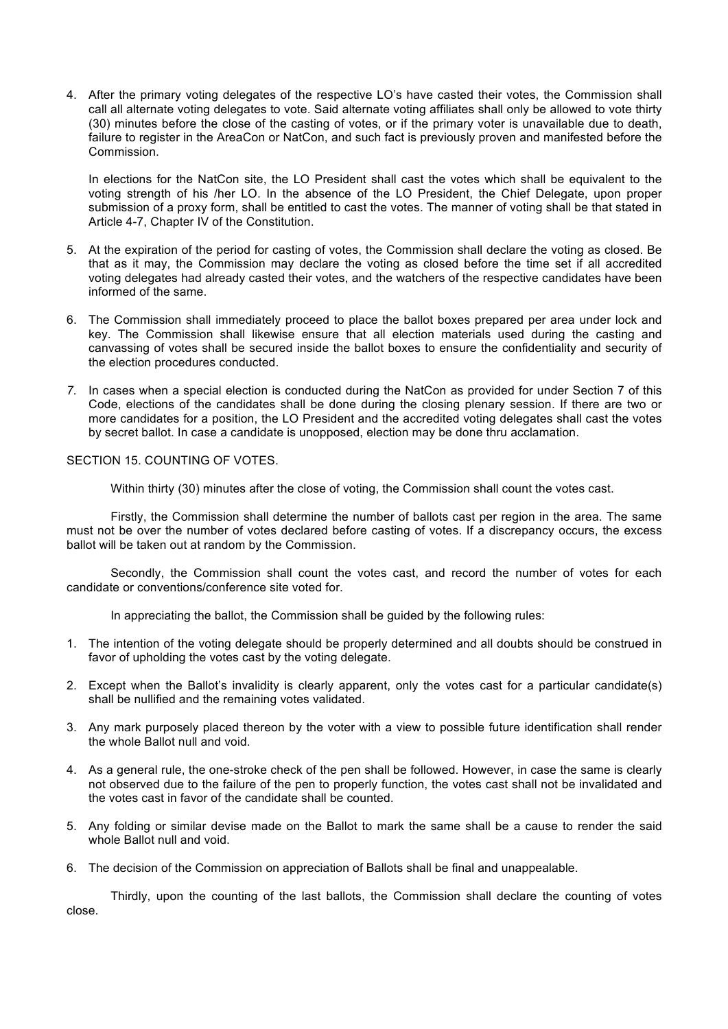4. After the primary voting delegates of the respective LO's have casted their votes, the Commission shall call all alternate voting delegates to vote. Said alternate voting affiliates shall only be allowed to vote thirty (30) minutes before the close of the casting of votes, or if the primary voter is unavailable due to death, failure to register in the AreaCon or NatCon, and such fact is previously proven and manifested before the Commission.

   In elections for the NatCon site, the LO President shall cast the votes which shall be equivalent to the voting strength of his /her LO. In the absence of the LO President, the Chief Delegate, upon proper submission of a proxy form, shall be entitled to cast the votes. The manner of voting shall be that stated in Article 4-7, Chapter IV of the Constitution.

5. At the expiration of the period for casting of votes, the Commission shall declare the voting as closed. Be that as it may, the Commission may declare the voting as closed before the time set if all accredited voting delegates had already casted their votes, and the watchers of the respective candidates have been informed of the same.

6. The Commission shall immediately proceed to place the ballot boxes prepared per area under lock and key. The Commission shall likewise ensure that all election materials used during the casting and canvassing of votes shall be secured inside the ballot boxes to ensure the confidentiality and security of the election procedures conducted.

7. In cases when a special election is conducted during the NatCon as provided for under Section 7 of this Code, elections of the candidates shall be done during the closing plenary session. If there are two or more candidates for a position, the LO President and the accredited voting delegates shall cast the votes by secret ballot. In case a candidate is unopposed, election may be done thru acclamation.

SECTION 15. COUNTING OF VOTES.

Within thirty (30) minutes after the close of voting, the Commission shall count the votes cast.

Firstly, the Commission shall determine the number of ballots cast per region in the area. The same must not be over the number of votes declared before casting of votes. If a discrepancy occurs, the excess ballot will be taken out at random by the Commission.

Secondly, the Commission shall count the votes cast, and record the number of votes for each candidate or conventions/conference site voted for.

In appreciating the ballot, the Commission shall be guided by the following rules:

1. The intention of the voting delegate should be properly determined and all doubts should be construed in favor of upholding the votes cast by the voting delegate.
2. Except when the Ballot's invalidity is clearly apparent, only the votes cast for a particular candidate(s) shall be nullified and the remaining votes validated.
3. Any mark purposely placed thereon by the voter with a view to possible future identification shall render the whole Ballot null and void.
4. As a general rule, the one-stroke check of the pen shall be followed. However, in case the same is clearly not observed due to the failure of the pen to properly function, the votes cast shall not be invalidated and the votes cast in favor of the candidate shall be counted.
5. Any folding or similar devise made on the Ballot to mark the same shall be a cause to render the said whole Ballot null and void.
6. The decision of the Commission on appreciation of Ballots shall be final and unappealable.

Thirdly, upon the counting of the last ballots, the Commission shall declare the counting of votes close.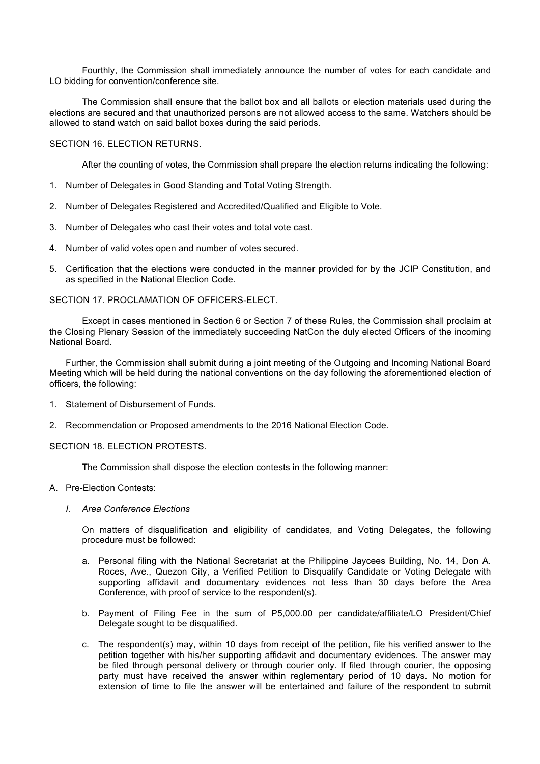Fourthly, the Commission shall immediately announce the number of votes for each candidate and LO bidding for convention/conference site.

The Commission shall ensure that the ballot box and all ballots or election materials used during the elections are secured and that unauthorized persons are not allowed access to the same. Watchers should be allowed to stand watch on said ballot boxes during the said periods.

SECTION 16. ELECTION RETURNS.

After the counting of votes, the Commission shall prepare the election returns indicating the following:

1. Number of Delegates in Good Standing and Total Voting Strength.
2. Number of Delegates Registered and Accredited/Qualified and Eligible to Vote.
3. Number of Delegates who cast their votes and total vote cast.
4. Number of valid votes open and number of votes secured.
5. Certification that the elections were conducted in the manner provided for by the JCIP Constitution, and as specified in the National Election Code.

SECTION 17. PROCLAMATION OF OFFICERS-ELECT.

Except in cases mentioned in Section 6 or Section 7 of these Rules, the Commission shall proclaim at the Closing Plenary Session of the immediately succeeding NatCon the duly elected Officers of the incoming National Board.

Further, the Commission shall submit during a joint meeting of the Outgoing and Incoming National Board Meeting which will be held during the national conventions on the day following the aforementioned election of officers, the following:

1. Statement of Disbursement of Funds.
2. Recommendation or Proposed amendments to the 2016 National Election Code.

SECTION 18. ELECTION PROTESTS.

The Commission shall dispose the election contests in the following manner:

A. Pre-Election Contests:

   *I. Area Conference Elections*

   On matters of disqualification and eligibility of candidates, and Voting Delegates, the following procedure must be followed:

   a. Personal filing with the National Secretariat at the Philippine Jaycees Building, No. 14, Don A. Roces, Ave., Quezon City, a Verified Petition to Disqualify Candidate or Voting Delegate with supporting affidavit and documentary evidences not less than 30 days before the Area Conference, with proof of service to the respondent(s).

   b. Payment of Filing Fee in the sum of P5,000.00 per candidate/affiliate/LO President/Chief Delegate sought to be disqualified.

   c. The respondent(s) may, within 10 days from receipt of the petition, file his verified answer to the petition together with his/her supporting affidavit and documentary evidences. The answer may be filed through personal delivery or through courier only. If filed through courier, the opposing party must have received the answer within reglementary period of 10 days. No motion for extension of time to file the answer will be entertained and failure of the respondent to submit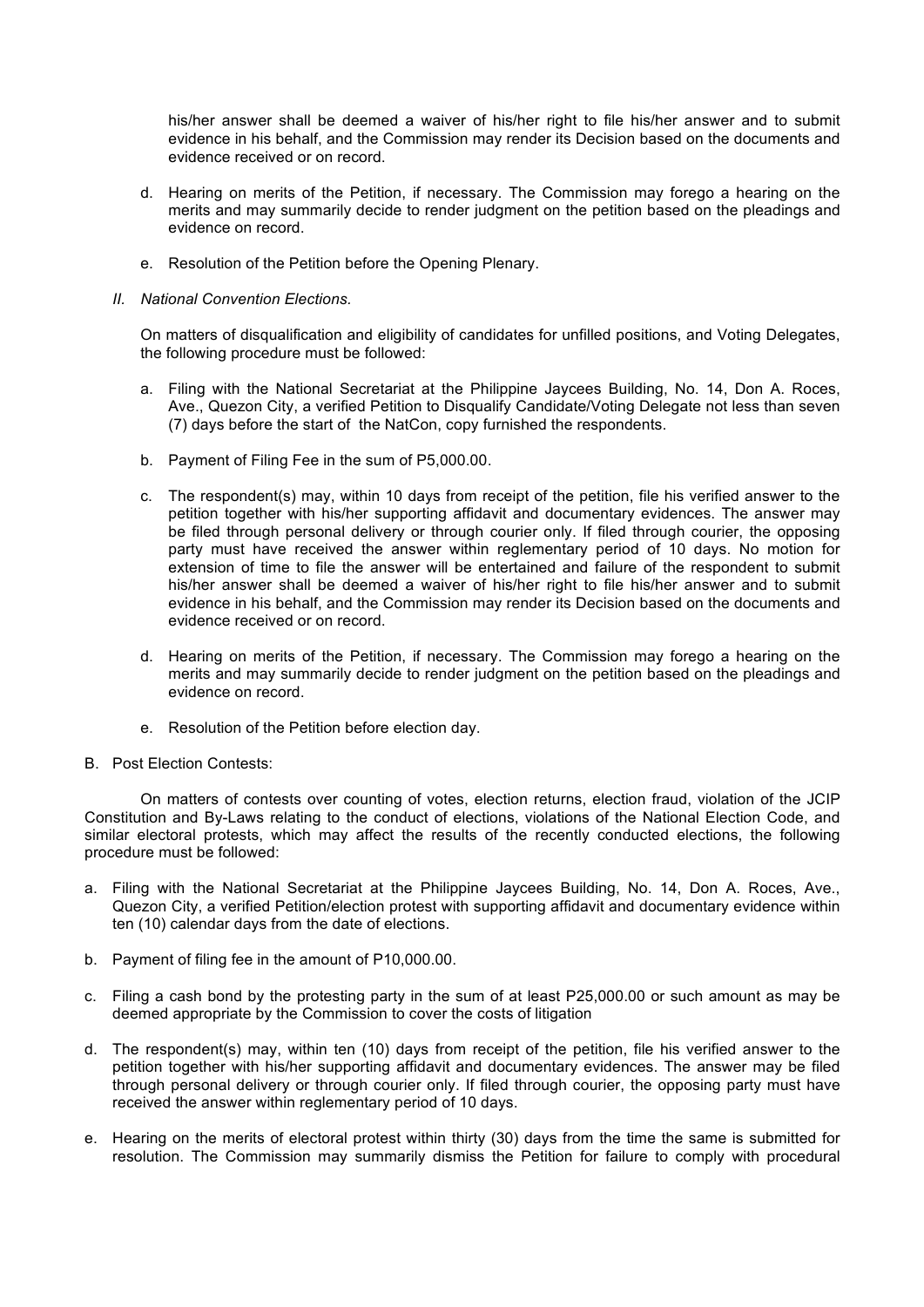his/her answer shall be deemed a waiver of his/her right to file his/her answer and to submit evidence in his behalf, and the Commission may render its Decision based on the documents and evidence received or on record.

d. Hearing on merits of the Petition, if necessary. The Commission may forego a hearing on the merits and may summarily decide to render judgment on the petition based on the pleadings and evidence on record.

e. Resolution of the Petition before the Opening Plenary.

*II. National Convention Elections.*

On matters of disqualification and eligibility of candidates for unfilled positions, and Voting Delegates, the following procedure must be followed:

a. Filing with the National Secretariat at the Philippine Jaycees Building, No. 14, Don A. Roces, Ave., Quezon City, a verified Petition to Disqualify Candidate/Voting Delegate not less than seven (7) days before the start of the NatCon, copy furnished the respondents.

b. Payment of Filing Fee in the sum of P5,000.00.

c. The respondent(s) may, within 10 days from receipt of the petition, file his verified answer to the petition together with his/her supporting affidavit and documentary evidences. The answer may be filed through personal delivery or through courier only. If filed through courier, the opposing party must have received the answer within reglementary period of 10 days. No motion for extension of time to file the answer will be entertained and failure of the respondent to submit his/her answer shall be deemed a waiver of his/her right to file his/her answer and to submit evidence in his behalf, and the Commission may render its Decision based on the documents and evidence received or on record.

d. Hearing on merits of the Petition, if necessary. The Commission may forego a hearing on the merits and may summarily decide to render judgment on the petition based on the pleadings and evidence on record.

e. Resolution of the Petition before election day.

B. Post Election Contests:

On matters of contests over counting of votes, election returns, election fraud, violation of the JCIP Constitution and By-Laws relating to the conduct of elections, violations of the National Election Code, and similar electoral protests, which may affect the results of the recently conducted elections, the following procedure must be followed:

a. Filing with the National Secretariat at the Philippine Jaycees Building, No. 14, Don A. Roces, Ave., Quezon City, a verified Petition/election protest with supporting affidavit and documentary evidence within ten (10) calendar days from the date of elections.

b. Payment of filing fee in the amount of P10,000.00.

c. Filing a cash bond by the protesting party in the sum of at least P25,000.00 or such amount as may be deemed appropriate by the Commission to cover the costs of litigation

d. The respondent(s) may, within ten (10) days from receipt of the petition, file his verified answer to the petition together with his/her supporting affidavit and documentary evidences. The answer may be filed through personal delivery or through courier only. If filed through courier, the opposing party must have received the answer within reglementary period of 10 days.

e. Hearing on the merits of electoral protest within thirty (30) days from the time the same is submitted for resolution. The Commission may summarily dismiss the Petition for failure to comply with procedural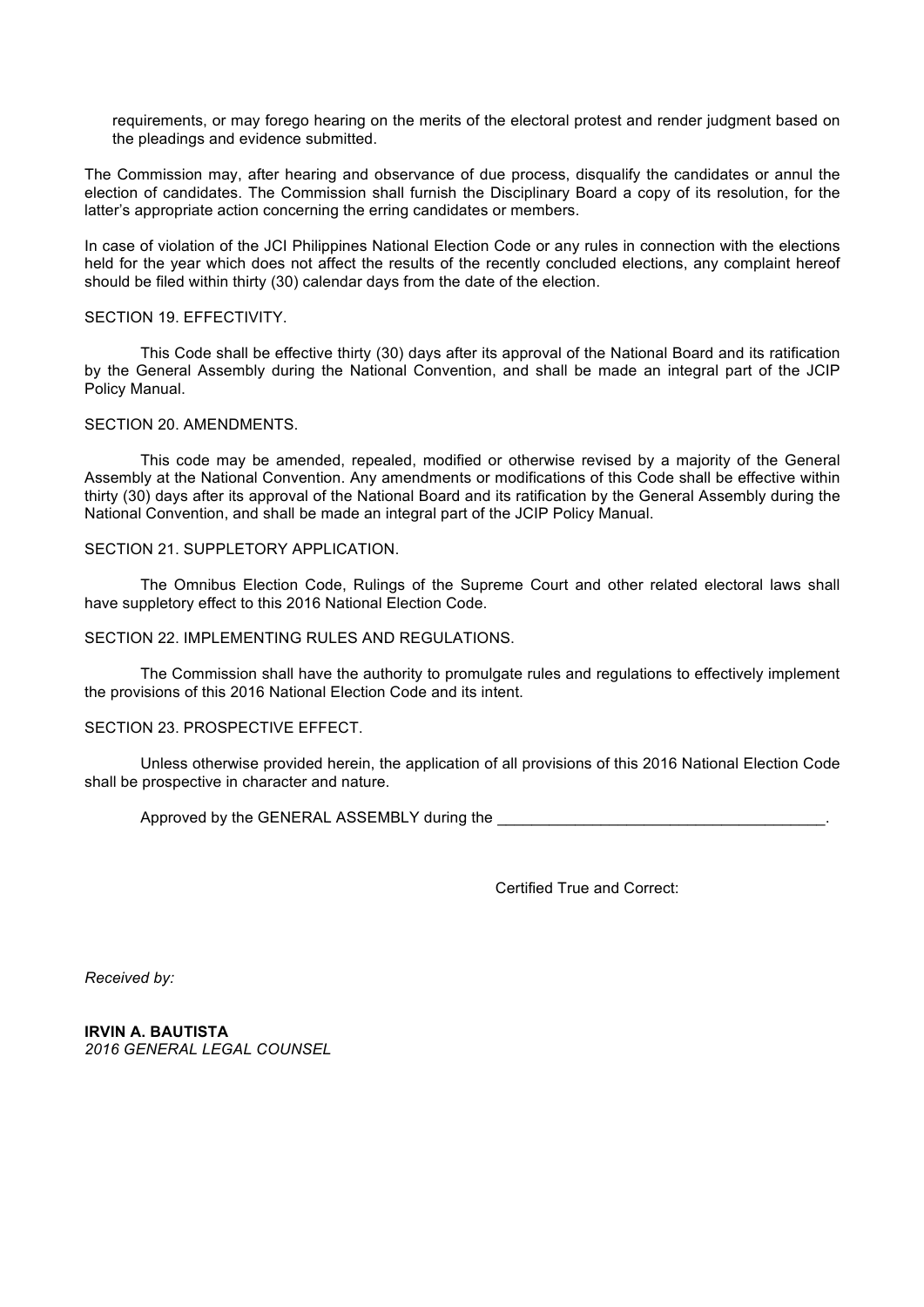requirements, or may forego hearing on the merits of the electoral protest and render judgment based on the pleadings and evidence submitted.

The Commission may, after hearing and observance of due process, disqualify the candidates or annul the election of candidates. The Commission shall furnish the Disciplinary Board a copy of its resolution, for the latter's appropriate action concerning the erring candidates or members.

In case of violation of the JCI Philippines National Election Code or any rules in connection with the elections held for the year which does not affect the results of the recently concluded elections, any complaint hereof should be filed within thirty (30) calendar days from the date of the election.

SECTION 19. EFFECTIVITY.

This Code shall be effective thirty (30) days after its approval of the National Board and its ratification by the General Assembly during the National Convention, and shall be made an integral part of the JCIP Policy Manual.

SECTION 20. AMENDMENTS.

This code may be amended, repealed, modified or otherwise revised by a majority of the General Assembly at the National Convention. Any amendments or modifications of this Code shall be effective within thirty (30) days after its approval of the National Board and its ratification by the General Assembly during the National Convention, and shall be made an integral part of the JCIP Policy Manual.

SECTION 21. SUPPLETORY APPLICATION.

The Omnibus Election Code, Rulings of the Supreme Court and other related electoral laws shall have suppletory effect to this 2016 National Election Code.

SECTION 22. IMPLEMENTING RULES AND REGULATIONS.

The Commission shall have the authority to promulgate rules and regulations to effectively implement the provisions of this 2016 National Election Code and its intent.

SECTION 23. PROSPECTIVE EFFECT.

Unless otherwise provided herein, the application of all provisions of this 2016 National Election Code shall be prospective in character and nature.

Approved by the GENERAL ASSEMBLY during the ______________________________________.

Certified True and Correct:

*Received by:*

**IRVIN A. BAUTISTA**
*2016 GENERAL LEGAL COUNSEL*